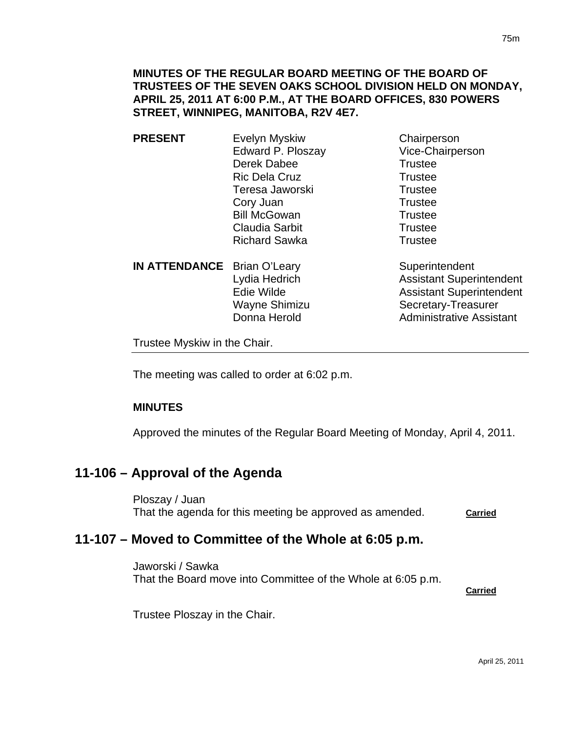**MINUTES OF THE REGULAR BOARD MEETING OF THE BOARD OF TRUSTEES OF THE SEVEN OAKS SCHOOL DIVISION HELD ON MONDAY, APRIL 25, 2011 AT 6:00 P.M., AT THE BOARD OFFICES, 830 POWERS STREET, WINNIPEG, MANITOBA, R2V 4E7.**

| | | |
|---|---|---|
| **PRESENT** | Evelyn Myskiw | Chairperson |
| | Edward P. Ploszay | Vice-Chairperson |
| | Derek Dabee | Trustee |
| | Ric Dela Cruz | Trustee |
| | Teresa Jaworski | Trustee |
| | Cory Juan | Trustee |
| | Bill McGowan | Trustee |
| | Claudia Sarbit | Trustee |
| | Richard Sawka | Trustee |
| **IN ATTENDANCE** | Brian O'Leary | Superintendent |
| | Lydia Hedrich | Assistant Superintendent |
| | Edie Wilde | Assistant Superintendent |
| | Wayne Shimizu | Secretary-Treasurer |
| | Donna Herold | Administrative Assistant |

Trustee Myskiw in the Chair.

---

The meeting was called to order at 6:02 p.m.

**MINUTES**

Approved the minutes of the Regular Board Meeting of Monday, April 4, 2011.

## 11-106 – Approval of the Agenda

Ploszay / Juan
That the agenda for this meeting be approved as amended. **Carried**

## 11-107 – Moved to Committee of the Whole at 6:05 p.m.

Jaworski / Sawka
That the Board move into Committee of the Whole at 6:05 p.m.

**Carried**

Trustee Ploszay in the Chair.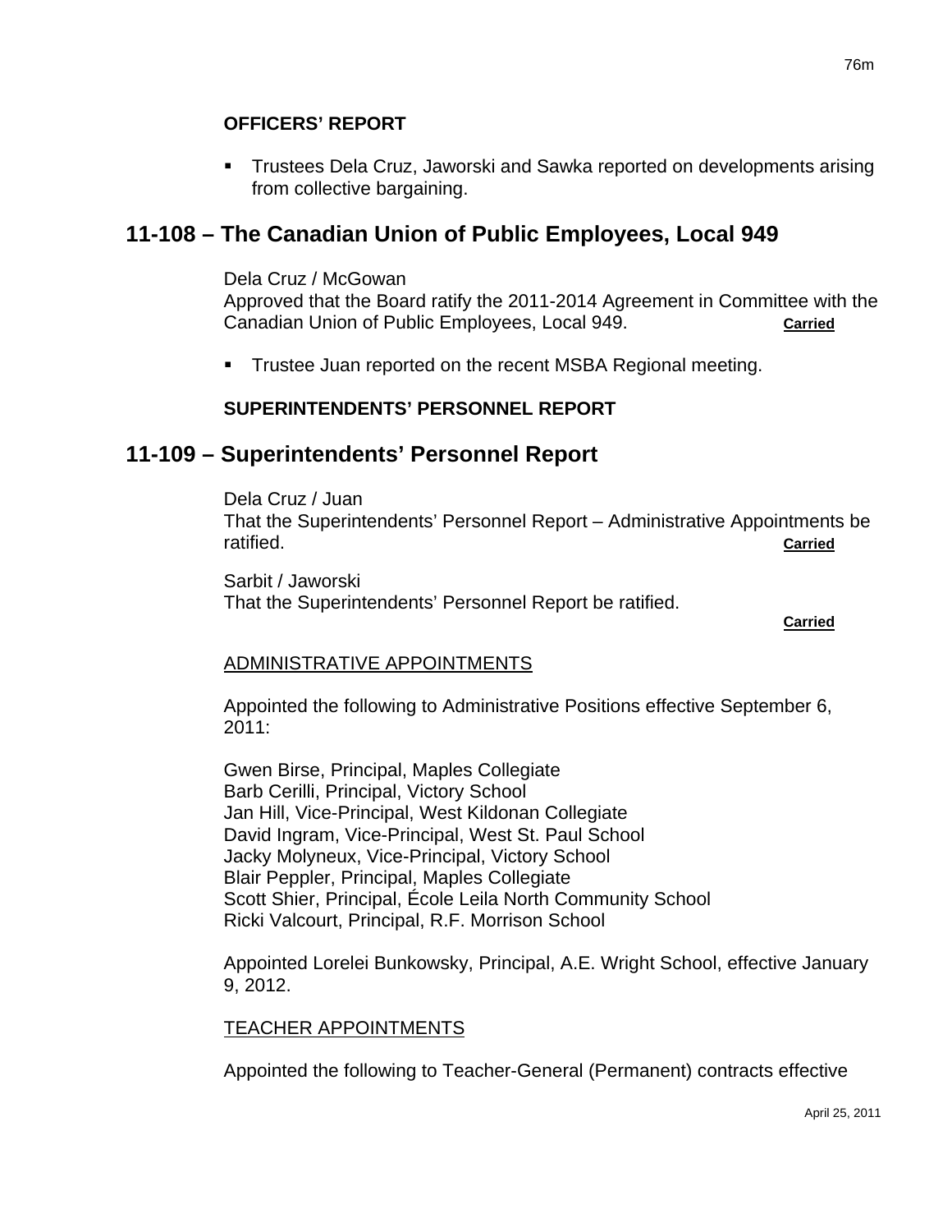**OFFICERS' REPORT**

- Trustees Dela Cruz, Jaworski and Sawka reported on developments arising from collective bargaining.

## 11-108 – The Canadian Union of Public Employees, Local 949

Dela Cruz / McGowan
Approved that the Board ratify the 2011-2014 Agreement in Committee with the Canadian Union of Public Employees, Local 949. **Carried**

- Trustee Juan reported on the recent MSBA Regional meeting.

**SUPERINTENDENTS' PERSONNEL REPORT**

## 11-109 – Superintendents' Personnel Report

Dela Cruz / Juan
That the Superintendents' Personnel Report – Administrative Appointments be ratified. **Carried**

Sarbit / Jaworski
That the Superintendents' Personnel Report be ratified.
**Carried**

ADMINISTRATIVE APPOINTMENTS

Appointed the following to Administrative Positions effective September 6, 2011:

Gwen Birse, Principal, Maples Collegiate
Barb Cerilli, Principal, Victory School
Jan Hill, Vice-Principal, West Kildonan Collegiate
David Ingram, Vice-Principal, West St. Paul School
Jacky Molyneux, Vice-Principal, Victory School
Blair Peppler, Principal, Maples Collegiate
Scott Shier, Principal, École Leila North Community School
Ricki Valcourt, Principal, R.F. Morrison School

Appointed Lorelei Bunkowsky, Principal, A.E. Wright School, effective January 9, 2012.

TEACHER APPOINTMENTS

Appointed the following to Teacher-General (Permanent) contracts effective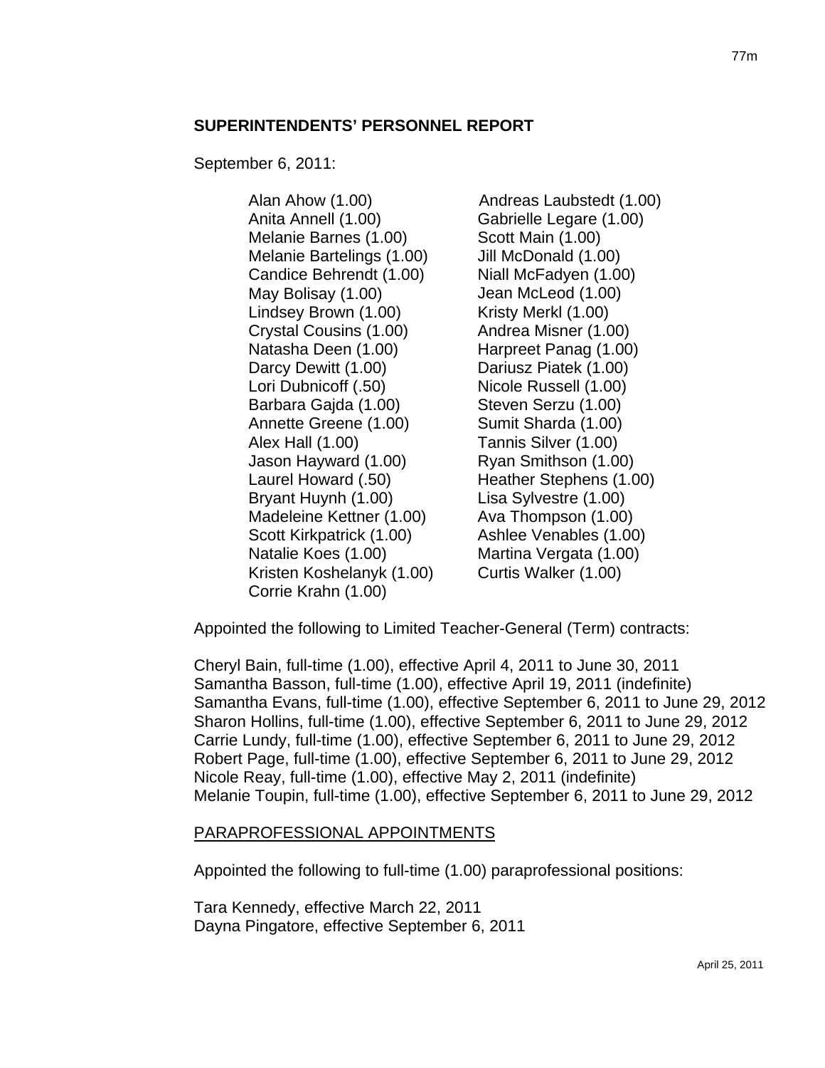## SUPERINTENDENTS' PERSONNEL REPORT

September 6, 2011:

- Alan Ahow (1.00)
- Anita Annell (1.00)
- Melanie Barnes (1.00)
- Melanie Bartelings (1.00)
- Candice Behrendt (1.00)
- May Bolisay (1.00)
- Lindsey Brown (1.00)
- Crystal Cousins (1.00)
- Natasha Deen (1.00)
- Darcy Dewitt (1.00)
- Lori Dubnicoff (.50)
- Barbara Gajda (1.00)
- Annette Greene (1.00)
- Alex Hall (1.00)
- Jason Hayward (1.00)
- Laurel Howard (.50)
- Bryant Huynh (1.00)
- Madeleine Kettner (1.00)
- Scott Kirkpatrick (1.00)
- Natalie Koes (1.00)
- Kristen Koshelanyk (1.00)
- Corrie Krahn (1.00)
- Andreas Laubstedt (1.00)
- Gabrielle Legare (1.00)
- Scott Main (1.00)
- Jill McDonald (1.00)
- Niall McFadyen (1.00)
- Jean McLeod (1.00)
- Kristy Merkl (1.00)
- Andrea Misner (1.00)
- Harpreet Panag (1.00)
- Dariusz Piatek (1.00)
- Nicole Russell (1.00)
- Steven Serzu (1.00)
- Sumit Sharda (1.00)
- Tannis Silver (1.00)
- Ryan Smithson (1.00)
- Heather Stephens (1.00)
- Lisa Sylvestre (1.00)
- Ava Thompson (1.00)
- Ashlee Venables (1.00)
- Martina Vergata (1.00)
- Curtis Walker (1.00)

Appointed the following to Limited Teacher-General (Term) contracts:

Cheryl Bain, full-time (1.00), effective April 4, 2011 to June 30, 2011
Samantha Basson, full-time (1.00), effective April 19, 2011 (indefinite)
Samantha Evans, full-time (1.00), effective September 6, 2011 to June 29, 2012
Sharon Hollins, full-time (1.00), effective September 6, 2011 to June 29, 2012
Carrie Lundy, full-time (1.00), effective September 6, 2011 to June 29, 2012
Robert Page, full-time (1.00), effective September 6, 2011 to June 29, 2012
Nicole Reay, full-time (1.00), effective May 2, 2011 (indefinite)
Melanie Toupin, full-time (1.00), effective September 6, 2011 to June 29, 2012

### PARAPROFESSIONAL APPOINTMENTS

Appointed the following to full-time (1.00) paraprofessional positions:

Tara Kennedy, effective March 22, 2011
Dayna Pingatore, effective September 6, 2011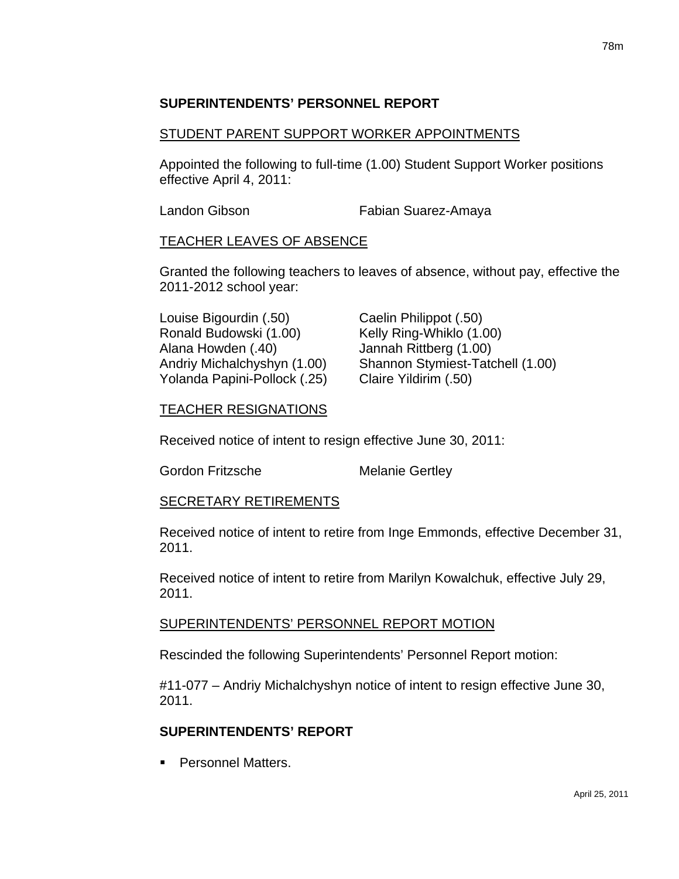## SUPERINTENDENTS' PERSONNEL REPORT

### STUDENT PARENT SUPPORT WORKER APPOINTMENTS

Appointed the following to full-time (1.00) Student Support Worker positions effective April 4, 2011:

Landon Gibson
Fabian Suarez-Amaya

### TEACHER LEAVES OF ABSENCE

Granted the following teachers to leaves of absence, without pay, effective the 2011-2012 school year:

Louise Bigourdin (.50)
Ronald Budowski (1.00)
Alana Howden (.40)
Andriy Michalchyshyn (1.00)
Yolanda Papini-Pollock (.25)
Caelin Philippot (.50)
Kelly Ring-Whiklo (1.00)
Jannah Rittberg (1.00)
Shannon Stymiest-Tatchell (1.00)
Claire Yildirim (.50)

### TEACHER RESIGNATIONS

Received notice of intent to resign effective June 30, 2011:

Gordon Fritzsche
Melanie Gertley

### SECRETARY RETIREMENTS

Received notice of intent to retire from Inge Emmonds, effective December 31, 2011.

Received notice of intent to retire from Marilyn Kowalchuk, effective July 29, 2011.

### SUPERINTENDENTS' PERSONNEL REPORT MOTION

Rescinded the following Superintendents' Personnel Report motion:

#11-077 – Andriy Michalchyshyn notice of intent to resign effective June 30, 2011.

## SUPERINTENDENTS' REPORT

- Personnel Matters.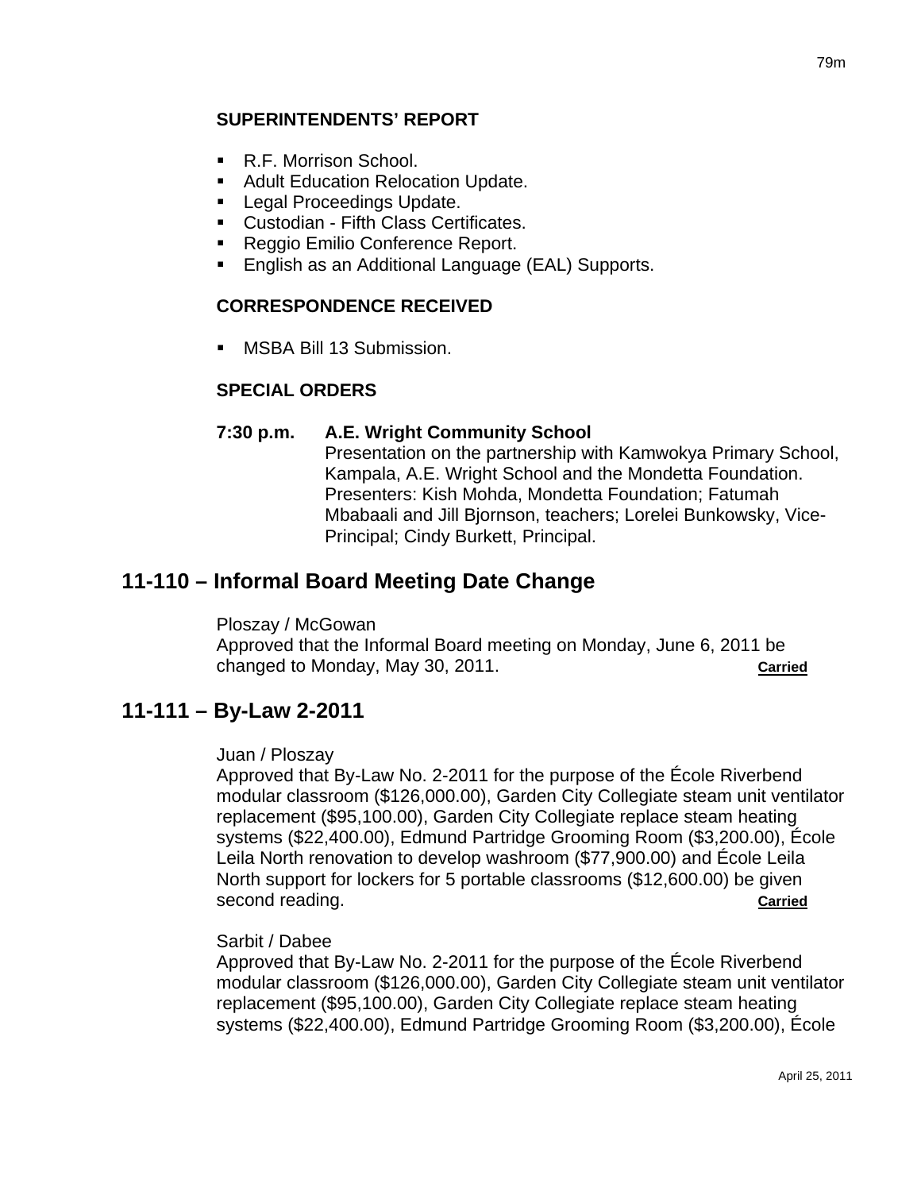#### SUPERINTENDENTS' REPORT

- R.F. Morrison School.
- Adult Education Relocation Update.
- Legal Proceedings Update.
- Custodian - Fifth Class Certificates.
- Reggio Emilio Conference Report.
- English as an Additional Language (EAL) Supports.

#### CORRESPONDENCE RECEIVED

- MSBA Bill 13 Submission.

#### SPECIAL ORDERS

**7:30 p.m. A.E. Wright Community School**
Presentation on the partnership with Kamwokya Primary School, Kampala, A.E. Wright School and the Mondetta Foundation. Presenters: Kish Mohda, Mondetta Foundation; Fatumah Mbabaali and Jill Bjornson, teachers; Lorelei Bunkowsky, Vice-Principal; Cindy Burkett, Principal.

## 11-110 – Informal Board Meeting Date Change

Ploszay / McGowan
Approved that the Informal Board meeting on Monday, June 6, 2011 be changed to Monday, May 30, 2011. **Carried**

## 11-111 – By-Law 2-2011

Juan / Ploszay
Approved that By-Law No. 2-2011 for the purpose of the École Riverbend modular classroom ($126,000.00), Garden City Collegiate steam unit ventilator replacement ($95,100.00), Garden City Collegiate replace steam heating systems ($22,400.00), Edmund Partridge Grooming Room ($3,200.00), École Leila North renovation to develop washroom ($77,900.00) and École Leila North support for lockers for 5 portable classrooms ($12,600.00) be given second reading. **Carried**

Sarbit / Dabee
Approved that By-Law No. 2-2011 for the purpose of the École Riverbend modular classroom ($126,000.00), Garden City Collegiate steam unit ventilator replacement ($95,100.00), Garden City Collegiate replace steam heating systems ($22,400.00), Edmund Partridge Grooming Room ($3,200.00), École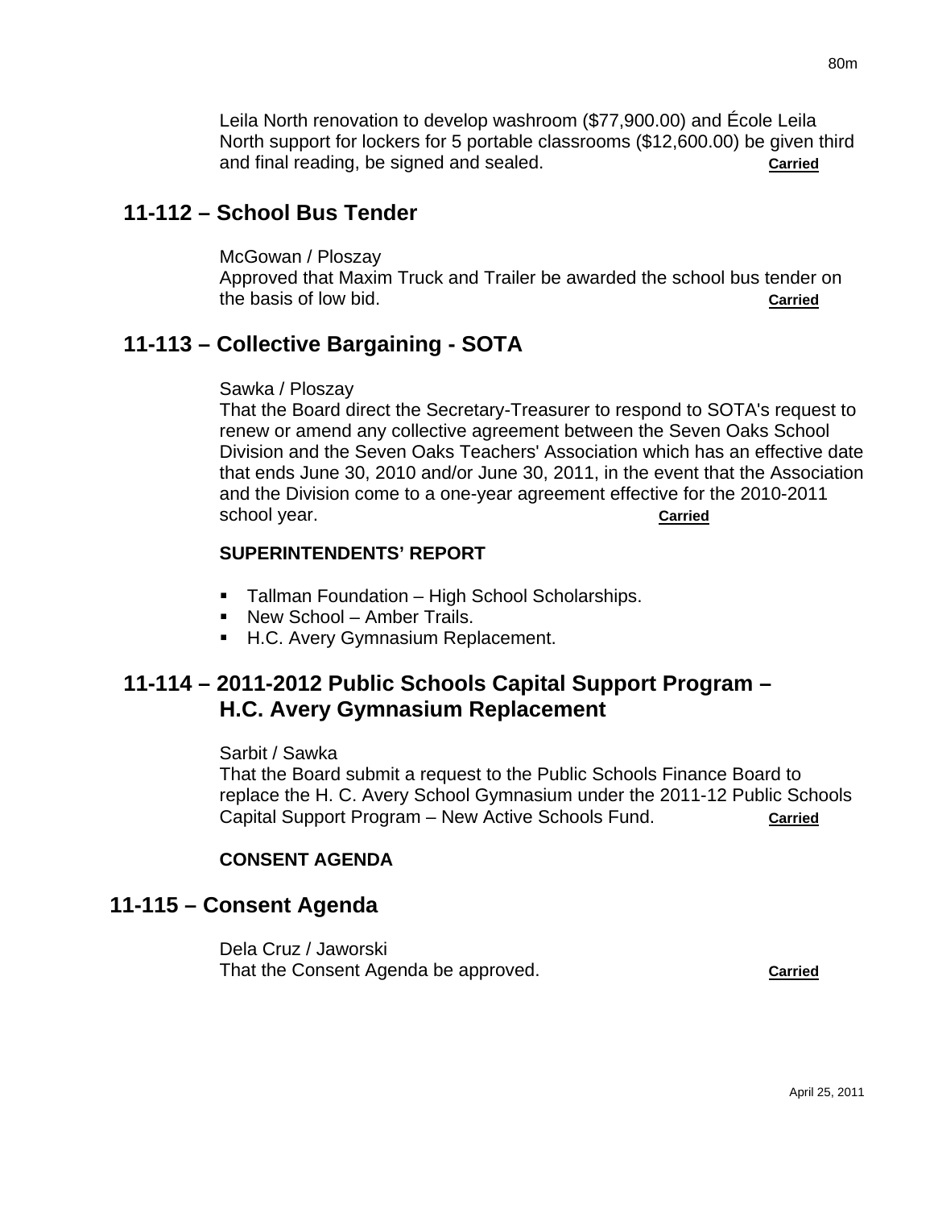Leila North renovation to develop washroom ($77,900.00) and École Leila North support for lockers for 5 portable classrooms ($12,600.00) be given third and final reading, be signed and sealed. **Carried**

## 11-112 – School Bus Tender

McGowan / Ploszay
Approved that Maxim Truck and Trailer be awarded the school bus tender on the basis of low bid. **Carried**

## 11-113 – Collective Bargaining - SOTA

Sawka / Ploszay
That the Board direct the Secretary-Treasurer to respond to SOTA's request to renew or amend any collective agreement between the Seven Oaks School Division and the Seven Oaks Teachers' Association which has an effective date that ends June 30, 2010 and/or June 30, 2011, in the event that the Association and the Division come to a one-year agreement effective for the 2010-2011 school year. **Carried**

**SUPERINTENDENTS' REPORT**

- Tallman Foundation – High School Scholarships.
- New School – Amber Trails.
- H.C. Avery Gymnasium Replacement.

## 11-114 – 2011-2012 Public Schools Capital Support Program – H.C. Avery Gymnasium Replacement

Sarbit / Sawka
That the Board submit a request to the Public Schools Finance Board to replace the H. C. Avery School Gymnasium under the 2011-12 Public Schools Capital Support Program – New Active Schools Fund. **Carried**

**CONSENT AGENDA**

## 11-115 – Consent Agenda

Dela Cruz / Jaworski
That the Consent Agenda be approved. **Carried**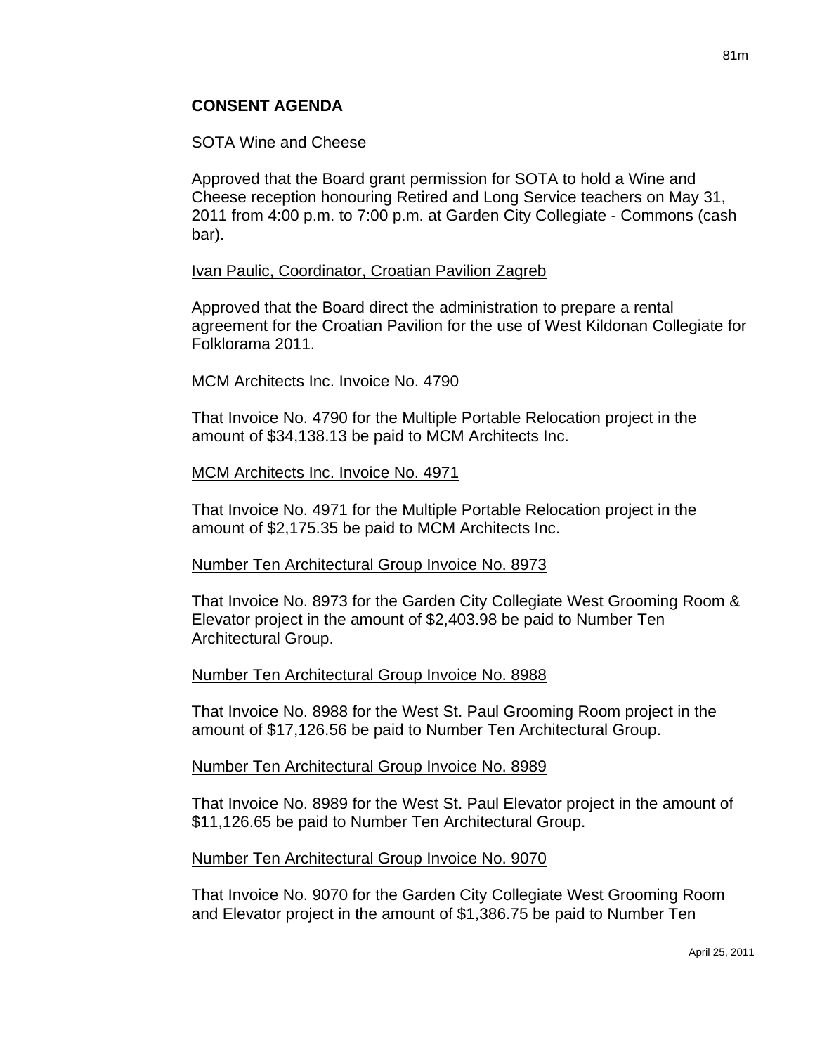## CONSENT AGENDA

SOTA Wine and Cheese

Approved that the Board grant permission for SOTA to hold a Wine and Cheese reception honouring Retired and Long Service teachers on May 31, 2011 from 4:00 p.m. to 7:00 p.m. at Garden City Collegiate - Commons (cash bar).

Ivan Paulic, Coordinator, Croatian Pavilion Zagreb

Approved that the Board direct the administration to prepare a rental agreement for the Croatian Pavilion for the use of West Kildonan Collegiate for Folklorama 2011.

MCM Architects Inc. Invoice No. 4790

That Invoice No. 4790 for the Multiple Portable Relocation project in the amount of $34,138.13 be paid to MCM Architects Inc.

MCM Architects Inc. Invoice No. 4971

That Invoice No. 4971 for the Multiple Portable Relocation project in the amount of $2,175.35 be paid to MCM Architects Inc.

Number Ten Architectural Group Invoice No. 8973

That Invoice No. 8973 for the Garden City Collegiate West Grooming Room & Elevator project in the amount of $2,403.98 be paid to Number Ten Architectural Group.

Number Ten Architectural Group Invoice No. 8988

That Invoice No. 8988 for the West St. Paul Grooming Room project in the amount of $17,126.56 be paid to Number Ten Architectural Group.

Number Ten Architectural Group Invoice No. 8989

That Invoice No. 8989 for the West St. Paul Elevator project in the amount of $11,126.65 be paid to Number Ten Architectural Group.

Number Ten Architectural Group Invoice No. 9070

That Invoice No. 9070 for the Garden City Collegiate West Grooming Room and Elevator project in the amount of $1,386.75 be paid to Number Ten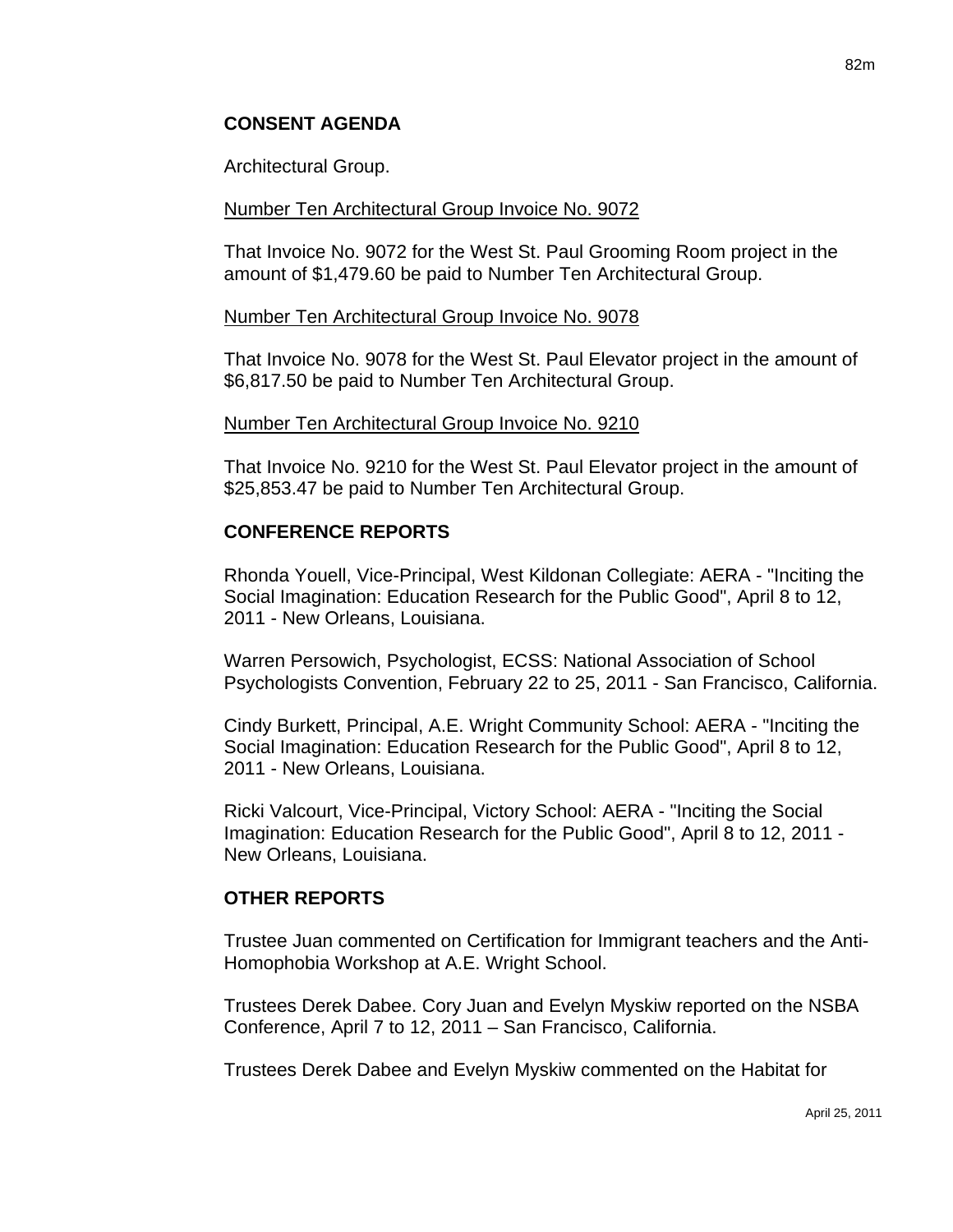## CONSENT AGENDA

Architectural Group.

Number Ten Architectural Group Invoice No. 9072

That Invoice No. 9072 for the West St. Paul Grooming Room project in the amount of $1,479.60 be paid to Number Ten Architectural Group.

Number Ten Architectural Group Invoice No. 9078

That Invoice No. 9078 for the West St. Paul Elevator project in the amount of $6,817.50 be paid to Number Ten Architectural Group.

Number Ten Architectural Group Invoice No. 9210

That Invoice No. 9210 for the West St. Paul Elevator project in the amount of $25,853.47 be paid to Number Ten Architectural Group.

## CONFERENCE REPORTS

Rhonda Youell, Vice-Principal, West Kildonan Collegiate: AERA - "Inciting the Social Imagination: Education Research for the Public Good", April 8 to 12, 2011 - New Orleans, Louisiana.

Warren Persowich, Psychologist, ECSS: National Association of School Psychologists Convention, February 22 to 25, 2011 - San Francisco, California.

Cindy Burkett, Principal, A.E. Wright Community School: AERA - "Inciting the Social Imagination: Education Research for the Public Good", April 8 to 12, 2011 - New Orleans, Louisiana.

Ricki Valcourt, Vice-Principal, Victory School: AERA - "Inciting the Social Imagination: Education Research for the Public Good", April 8 to 12, 2011 - New Orleans, Louisiana.

## OTHER REPORTS

Trustee Juan commented on Certification for Immigrant teachers and the Anti-Homophobia Workshop at A.E. Wright School.

Trustees Derek Dabee. Cory Juan and Evelyn Myskiw reported on the NSBA Conference, April 7 to 12, 2011 – San Francisco, California.

Trustees Derek Dabee and Evelyn Myskiw commented on the Habitat for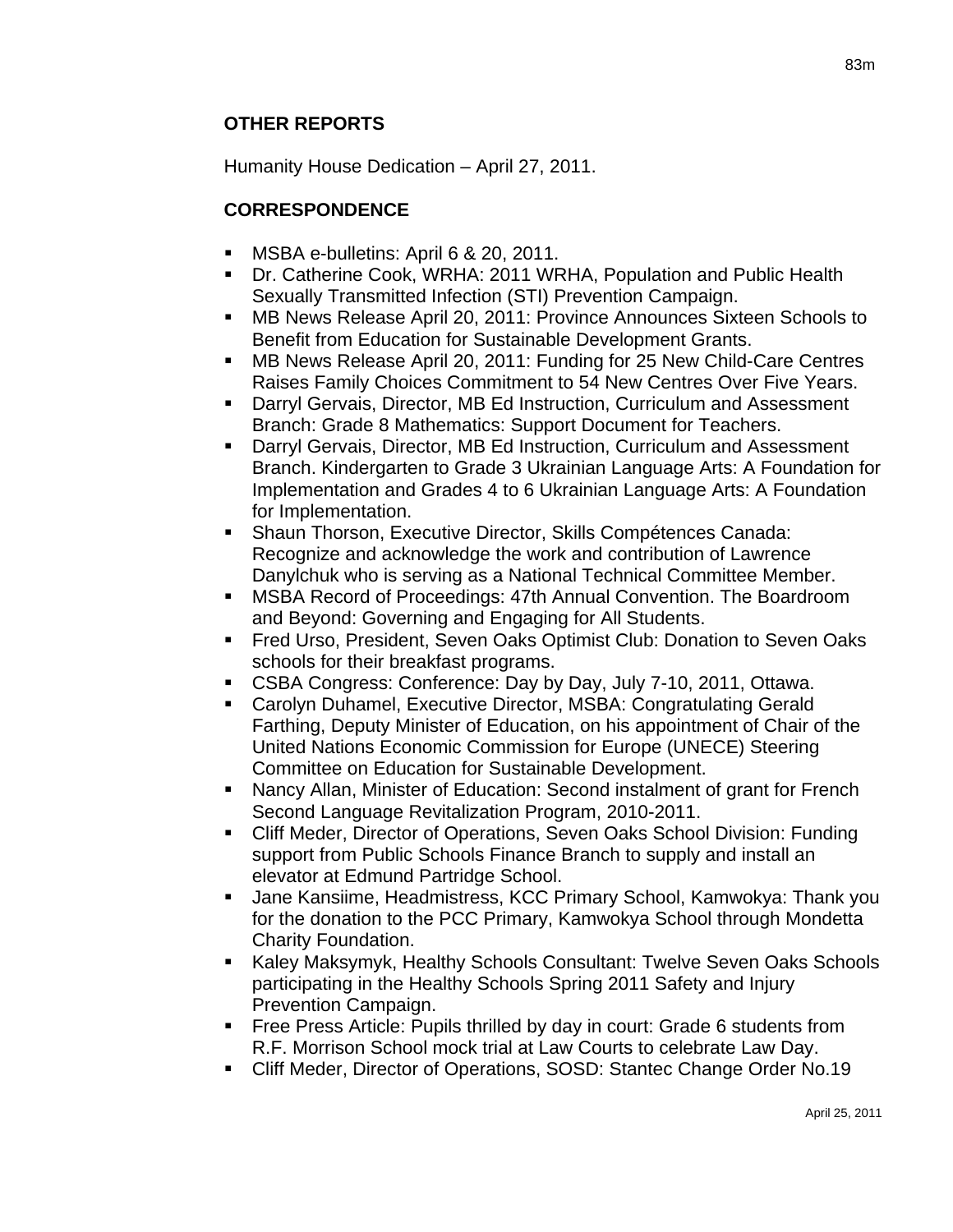## OTHER REPORTS

Humanity House Dedication – April 27, 2011.

## CORRESPONDENCE

- MSBA e-bulletins: April 6 & 20, 2011.
- Dr. Catherine Cook, WRHA: 2011 WRHA, Population and Public Health Sexually Transmitted Infection (STI) Prevention Campaign.
- MB News Release April 20, 2011: Province Announces Sixteen Schools to Benefit from Education for Sustainable Development Grants.
- MB News Release April 20, 2011: Funding for 25 New Child-Care Centres Raises Family Choices Commitment to 54 New Centres Over Five Years.
- Darryl Gervais, Director, MB Ed Instruction, Curriculum and Assessment Branch: Grade 8 Mathematics: Support Document for Teachers.
- Darryl Gervais, Director, MB Ed Instruction, Curriculum and Assessment Branch. Kindergarten to Grade 3 Ukrainian Language Arts: A Foundation for Implementation and Grades 4 to 6 Ukrainian Language Arts: A Foundation for Implementation.
- Shaun Thorson, Executive Director, Skills Compétences Canada: Recognize and acknowledge the work and contribution of Lawrence Danylchuk who is serving as a National Technical Committee Member.
- MSBA Record of Proceedings: 47th Annual Convention. The Boardroom and Beyond: Governing and Engaging for All Students.
- Fred Urso, President, Seven Oaks Optimist Club: Donation to Seven Oaks schools for their breakfast programs.
- CSBA Congress: Conference: Day by Day, July 7-10, 2011, Ottawa.
- Carolyn Duhamel, Executive Director, MSBA: Congratulating Gerald Farthing, Deputy Minister of Education, on his appointment of Chair of the United Nations Economic Commission for Europe (UNECE) Steering Committee on Education for Sustainable Development.
- Nancy Allan, Minister of Education: Second instalment of grant for French Second Language Revitalization Program, 2010-2011.
- Cliff Meder, Director of Operations, Seven Oaks School Division: Funding support from Public Schools Finance Branch to supply and install an elevator at Edmund Partridge School.
- Jane Kansiime, Headmistress, KCC Primary School, Kamwokya: Thank you for the donation to the PCC Primary, Kamwokya School through Mondetta Charity Foundation.
- Kaley Maksymyk, Healthy Schools Consultant: Twelve Seven Oaks Schools participating in the Healthy Schools Spring 2011 Safety and Injury Prevention Campaign.
- Free Press Article: Pupils thrilled by day in court: Grade 6 students from R.F. Morrison School mock trial at Law Courts to celebrate Law Day.
- Cliff Meder, Director of Operations, SOSD: Stantec Change Order No.19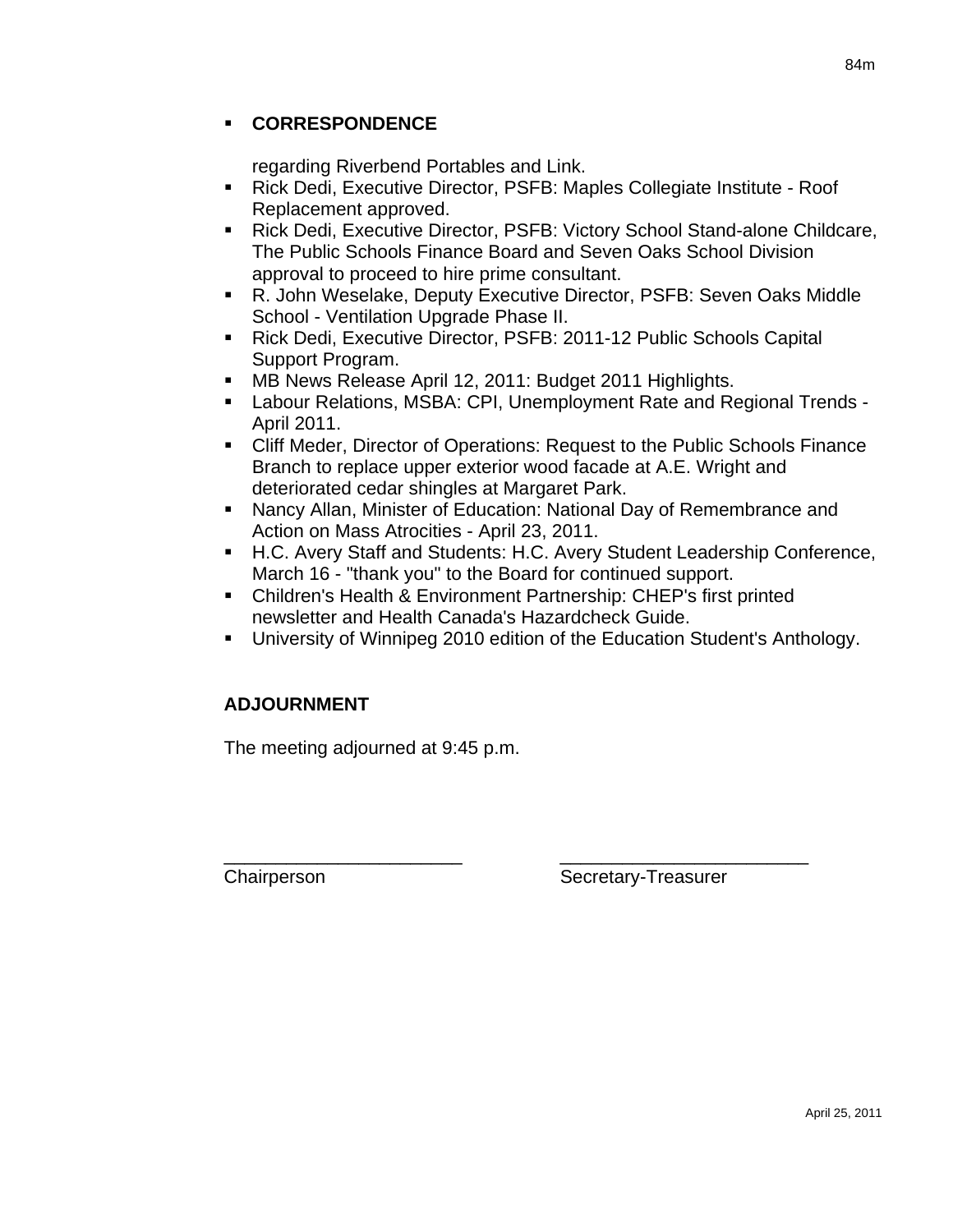- **CORRESPONDENCE**

  regarding Riverbend Portables and Link.
- Rick Dedi, Executive Director, PSFB: Maples Collegiate Institute - Roof Replacement approved.
- Rick Dedi, Executive Director, PSFB: Victory School Stand-alone Childcare, The Public Schools Finance Board and Seven Oaks School Division approval to proceed to hire prime consultant.
- R. John Weselake, Deputy Executive Director, PSFB: Seven Oaks Middle School - Ventilation Upgrade Phase II.
- Rick Dedi, Executive Director, PSFB: 2011-12 Public Schools Capital Support Program.
- MB News Release April 12, 2011: Budget 2011 Highlights.
- Labour Relations, MSBA: CPI, Unemployment Rate and Regional Trends - April 2011.
- Cliff Meder, Director of Operations: Request to the Public Schools Finance Branch to replace upper exterior wood facade at A.E. Wright and deteriorated cedar shingles at Margaret Park.
- Nancy Allan, Minister of Education: National Day of Remembrance and Action on Mass Atrocities - April 23, 2011.
- H.C. Avery Staff and Students: H.C. Avery Student Leadership Conference, March 16 - "thank you" to the Board for continued support.
- Children's Health & Environment Partnership: CHEP's first printed newsletter and Health Canada's Hazardcheck Guide.
- University of Winnipeg 2010 edition of the Education Student's Anthology.

## ADJOURNMENT

The meeting adjourned at 9:45 p.m.

_______________________ _______________________

Chairperson Secretary-Treasurer